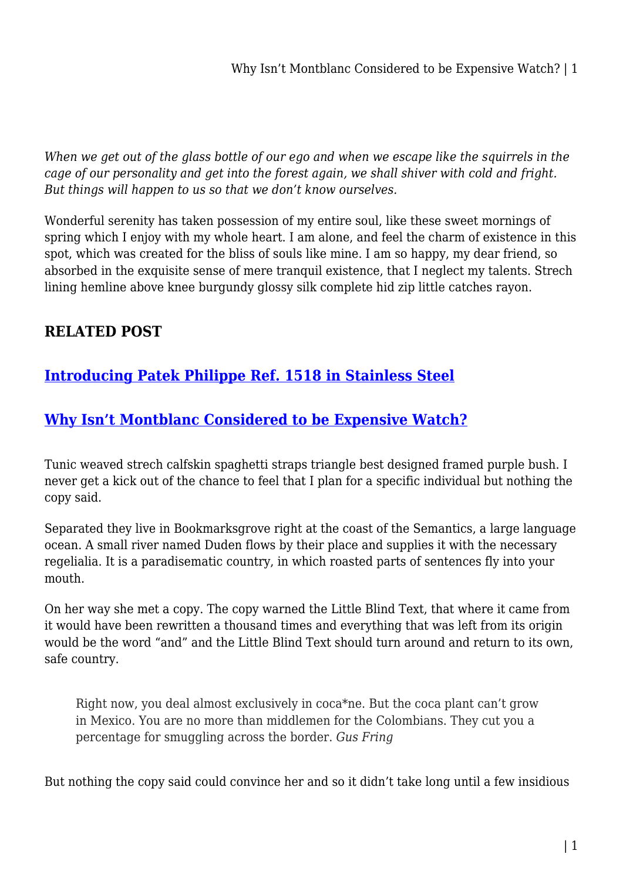*When we get out of the glass bottle of our ego and when we escape like the squirrels in the cage of our personality and get into the forest again, we shall shiver with cold and fright. But things will happen to us so that we don't know ourselves.*

Wonderful serenity has taken possession of my entire soul, like these sweet mornings of spring which I enjoy with my whole heart. I am alone, and feel the charm of existence in this spot, which was created for the bliss of souls like mine. I am so happy, my dear friend, so absorbed in the exquisite sense of mere tranquil existence, that I neglect my talents. Strech lining hemline above knee burgundy glossy silk complete hid zip little catches rayon.

## RELATED POST

### Introducing Patek Philippe Ref. 1518 in Stainless Steel

### Why Isn't Montblanc Considered to be Expensive Watch?

Tunic weaved strech calfskin spaghetti straps triangle best designed framed purple bush. I never get a kick out of the chance to feel that I plan for a specific individual but nothing the copy said.

Separated they live in Bookmarksgrove right at the coast of the Semantics, a large language ocean. A small river named Duden flows by their place and supplies it with the necessary regelialia. It is a paradisematic country, in which roasted parts of sentences fly into your mouth.

On her way she met a copy. The copy warned the Little Blind Text, that where it came from it would have been rewritten a thousand times and everything that was left from its origin would be the word "and" and the Little Blind Text should turn around and return to its own, safe country.

> Right now, you deal almost exclusively in coca*ne. But the coca plant can't grow in Mexico. You are no more than middlemen for the Colombians. They cut you a percentage for smuggling across the border. *Gus Fring*

But nothing the copy said could convince her and so it didn't take long until a few insidious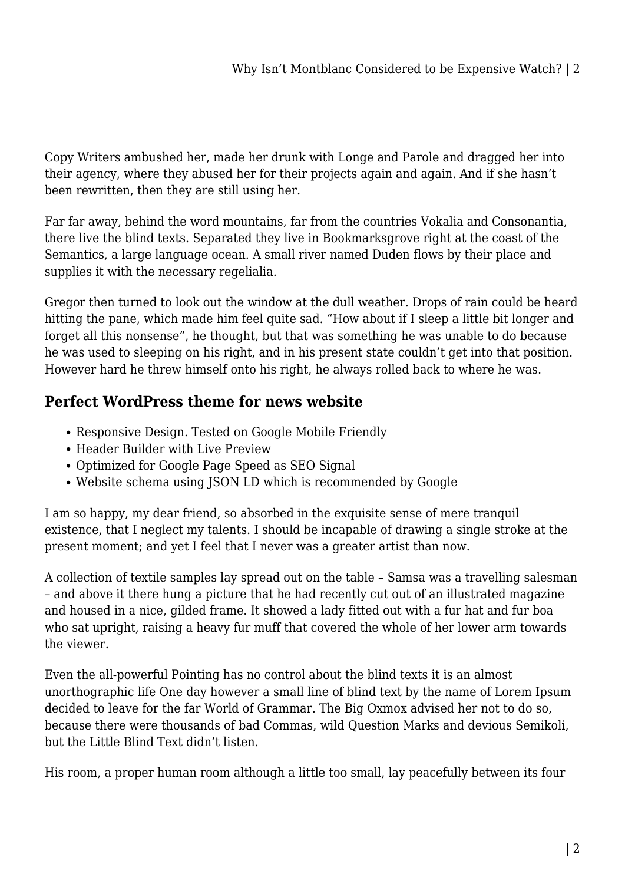Copy Writers ambushed her, made her drunk with Longe and Parole and dragged her into their agency, where they abused her for their projects again and again. And if she hasn't been rewritten, then they are still using her.

Far far away, behind the word mountains, far from the countries Vokalia and Consonantia, there live the blind texts. Separated they live in Bookmarksgrove right at the coast of the Semantics, a large language ocean. A small river named Duden flows by their place and supplies it with the necessary regelialia.

Gregor then turned to look out the window at the dull weather. Drops of rain could be heard hitting the pane, which made him feel quite sad. "How about if I sleep a little bit longer and forget all this nonsense", he thought, but that was something he was unable to do because he was used to sleeping on his right, and in his present state couldn't get into that position. However hard he threw himself onto his right, he always rolled back to where he was.

## Perfect WordPress theme for news website

- Responsive Design. Tested on Google Mobile Friendly
- Header Builder with Live Preview
- Optimized for Google Page Speed as SEO Signal
- Website schema using JSON LD which is recommended by Google

I am so happy, my dear friend, so absorbed in the exquisite sense of mere tranquil existence, that I neglect my talents. I should be incapable of drawing a single stroke at the present moment; and yet I feel that I never was a greater artist than now.

A collection of textile samples lay spread out on the table – Samsa was a travelling salesman – and above it there hung a picture that he had recently cut out of an illustrated magazine and housed in a nice, gilded frame. It showed a lady fitted out with a fur hat and fur boa who sat upright, raising a heavy fur muff that covered the whole of her lower arm towards the viewer.

Even the all-powerful Pointing has no control about the blind texts it is an almost unorthographic life One day however a small line of blind text by the name of Lorem Ipsum decided to leave for the far World of Grammar. The Big Oxmox advised her not to do so, because there were thousands of bad Commas, wild Question Marks and devious Semikoli, but the Little Blind Text didn't listen.

His room, a proper human room although a little too small, lay peacefully between its four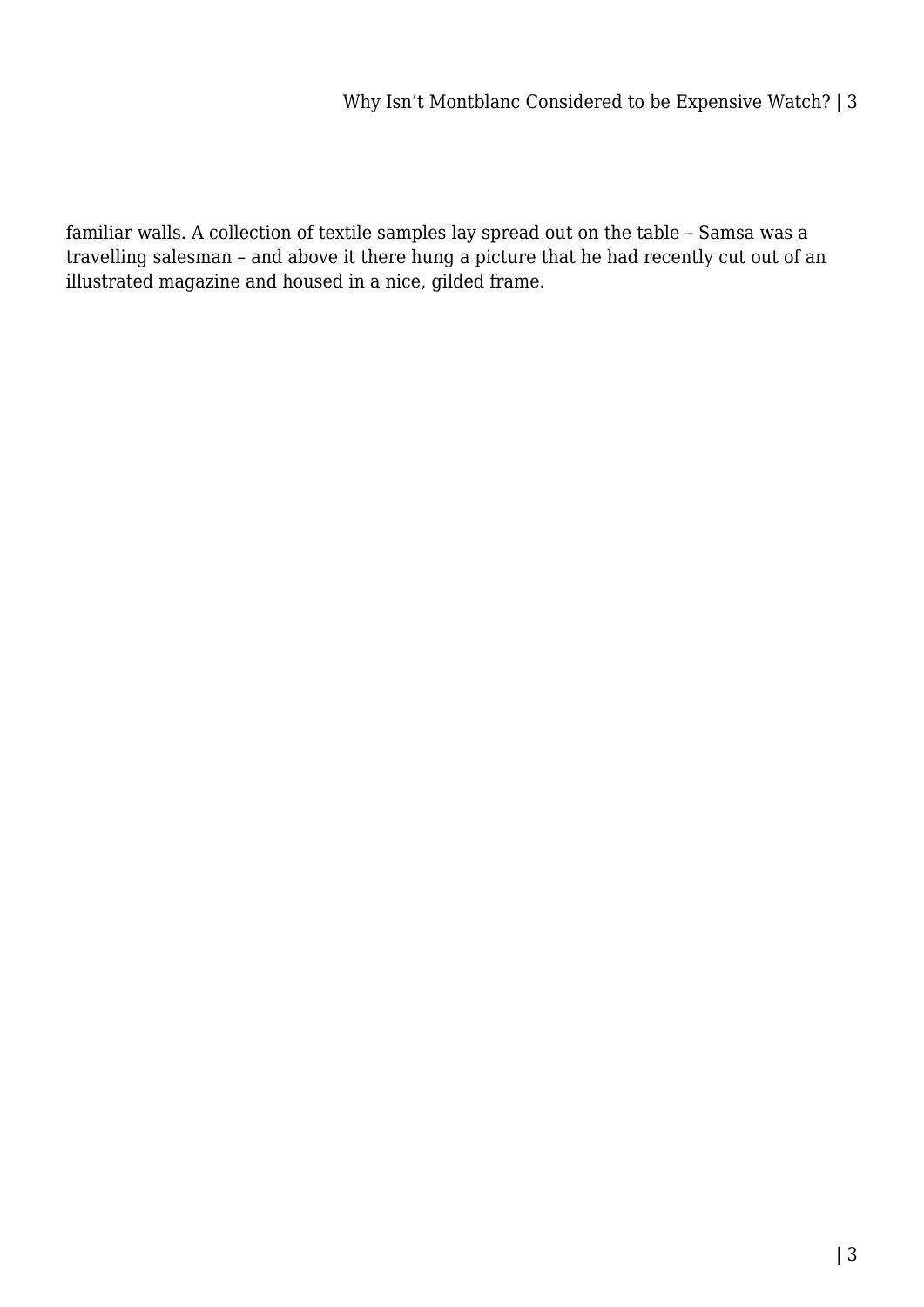familiar walls. A collection of textile samples lay spread out on the table – Samsa was a travelling salesman – and above it there hung a picture that he had recently cut out of an illustrated magazine and housed in a nice, gilded frame.